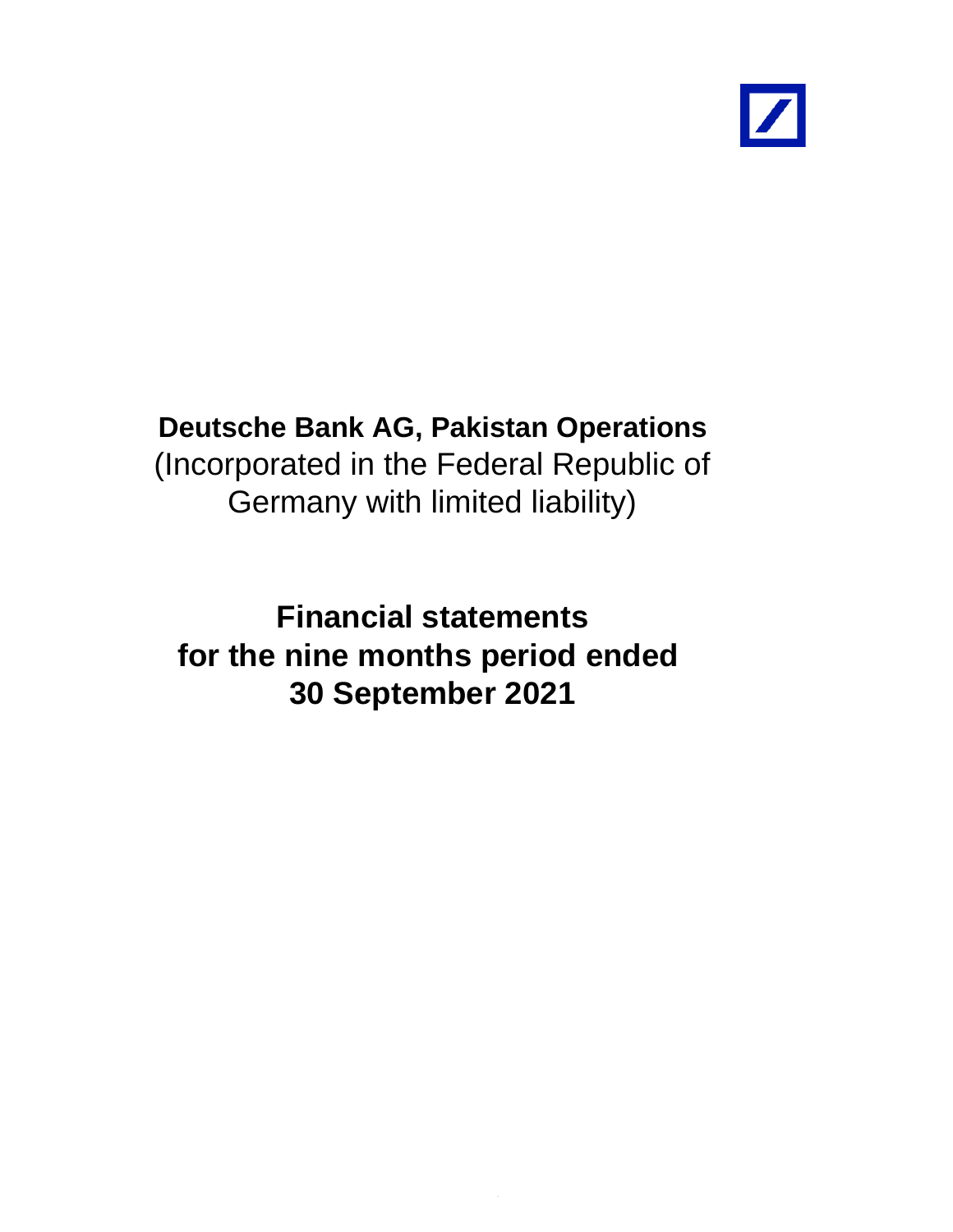# Deutsche Bank AG, Pakistan Operations

(Incorporated in the Federal Republic of Germany with limited liability)

# Financial statements for the nine months period ended 30 September 2021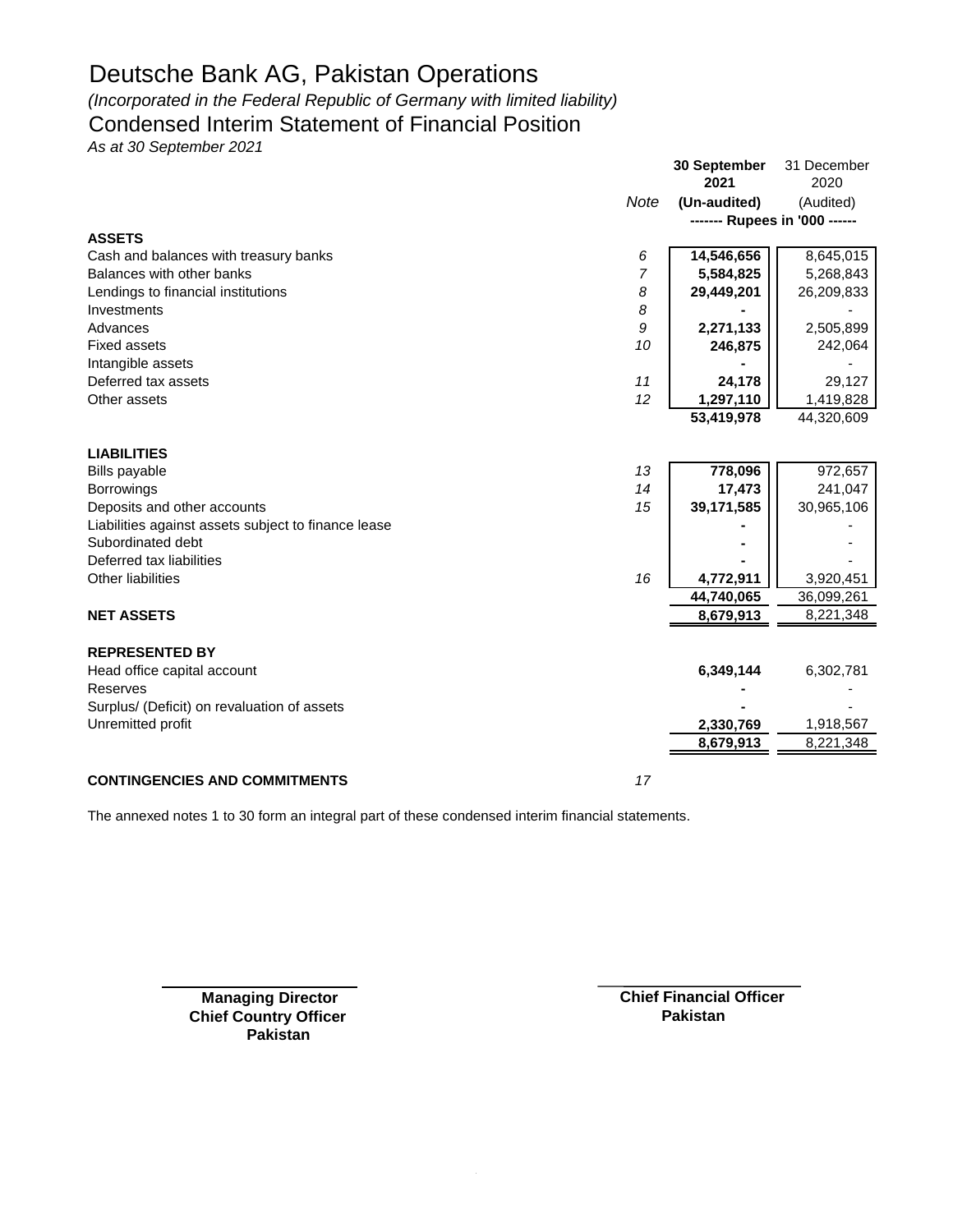# Deutsche Bank AG, Pakistan Operations

*(Incorporated in the Federal Republic of Germany with limited liability)*

## Condensed Interim Statement of Financial Position

*As at 30 September 2021*

| | Note | 30 September 2021 (Un-audited) | 31 December 2020 (Audited) |
|---|---|---|---|
| | | ------- Rupees in '000 ------ | |
| **ASSETS** | | | |
| Cash and balances with treasury banks | 6 | **14,546,656** | 8,645,015 |
| Balances with other banks | 7 | **5,584,825** | 5,268,843 |
| Lendings to financial institutions | 8 | **29,449,201** | 26,209,833 |
| Investments | 8 | **-** | - |
| Advances | 9 | **2,271,133** | 2,505,899 |
| Fixed assets | 10 | **246,875** | 242,064 |
| Intangible assets | | **-** | - |
| Deferred tax assets | 11 | **24,178** | 29,127 |
| Other assets | 12 | **1,297,110** | 1,419,828 |
| | | **53,419,978** | 44,320,609 |
| **LIABILITIES** | | | |
| Bills payable | 13 | **778,096** | 972,657 |
| Borrowings | 14 | **17,473** | 241,047 |
| Deposits and other accounts | 15 | **39,171,585** | 30,965,106 |
| Liabilities against assets subject to finance lease | | **-** | - |
| Subordinated debt | | **-** | - |
| Deferred tax liabilities | | **-** | - |
| Other liabilities | 16 | **4,772,911** | 3,920,451 |
| | | **44,740,065** | 36,099,261 |
| **NET ASSETS** | | **8,679,913** | 8,221,348 |
| **REPRESENTED BY** | | | |
| Head office capital account | | **6,349,144** | 6,302,781 |
| Reserves | | **-** | - |
| Surplus/ (Deficit) on revaluation of assets | | **-** | - |
| Unremitted profit | | **2,330,769** | 1,918,567 |
| | | **8,679,913** | 8,221,348 |
| **CONTINGENCIES AND COMMITMENTS** | 17 | | |

The annexed notes 1 to 30 form an integral part of these condensed interim financial statements.

**Managing Director**
**Chief Country Officer**
**Pakistan**

**Chief Financial Officer**
**Pakistan**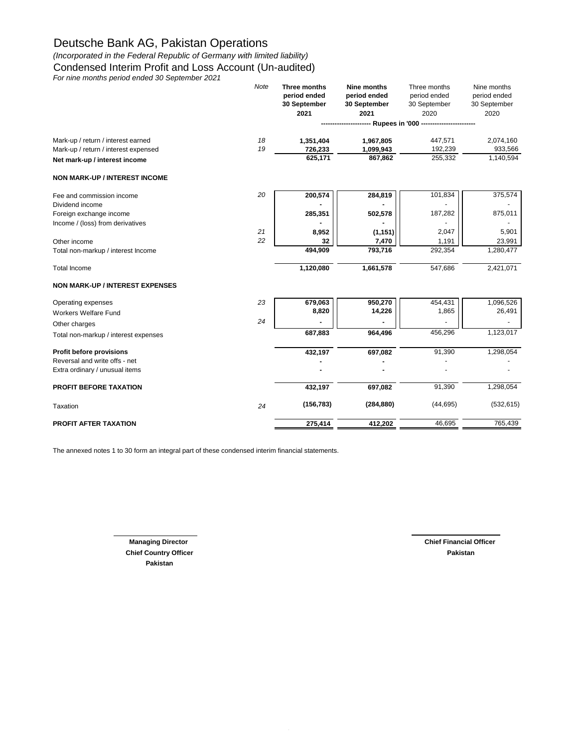# Deutsche Bank AG, Pakistan Operations

*(Incorporated in the Federal Republic of Germany with limited liability)*

## Condensed Interim Profit and Loss Account (Un-audited)

*For nine months period ended 30 September 2021*

| | Note | **Three months period ended 30 September 2021** | **Nine months period ended 30 September 2021** | Three months period ended 30 September 2020 | Nine months period ended 30 September 2020 |
|---|---|---|---|---|---|
| | | ---------------------- Rupees in '000 ---------------------- | | | |
| Mark-up / return / interest earned | 18 | **1,351,404** | **1,967,805** | 447,571 | 2,074,160 |
| Mark-up / return / interest expensed | 19 | **726,233** | **1,099,943** | 192,239 | 933,566 |
| **Net mark-up / interest income** | | **625,171** | **867,862** | 255,332 | 1,140,594 |
| **NON MARK-UP / INTEREST INCOME** | | | | | |
| Fee and commission income | 20 | **200,574** | **284,819** | 101,834 | 375,574 |
| Dividend income | | **-** | **-** | - | - |
| Foreign exchange income | | **285,351** | **502,578** | 187,282 | 875,011 |
| Income / (loss) from derivatives | | **-** | **-** | - | - |
| | 21 | **8,952** | **(1,151)** | 2,047 | 5,901 |
| Other income | 22 | **32** | **7,470** | 1,191 | 23,991 |
| Total non-markup / interest Income | | **494,909** | **793,716** | 292,354 | 1,280,477 |
| Total Income | | **1,120,080** | **1,661,578** | 547,686 | 2,421,071 |
| **NON MARK-UP / INTEREST EXPENSES** | | | | | |
| Operating expenses | 23 | **679,063** | **950,270** | 454,431 | 1,096,526 |
| Workers Welfare Fund | | **8,820** | **14,226** | 1,865 | 26,491 |
| Other charges | 24 | **-** | **-** | - | - |
| Total non-markup / interest expenses | | **687,883** | **964,496** | 456,296 | 1,123,017 |
| **Profit before provisions** | | **432,197** | **697,082** | 91,390 | 1,298,054 |
| Reversal and write offs - net | | **-** | **-** | - | - |
| Extra ordinary / unusual items | | **-** | **-** | - | - |
| **PROFIT BEFORE TAXATION** | | **432,197** | **697,082** | 91,390 | 1,298,054 |
| Taxation | 24 | **(156,783)** | **(284,880)** | (44,695) | (532,615) |
| **PROFIT AFTER TAXATION** | | **275,414** | **412,202** | 46,695 | 765,439 |

The annexed notes 1 to 30 form an integral part of these condensed interim financial statements.

**Managing Director**
**Chief Country Officer**
**Pakistan**

**Chief Financial Officer**
**Pakistan**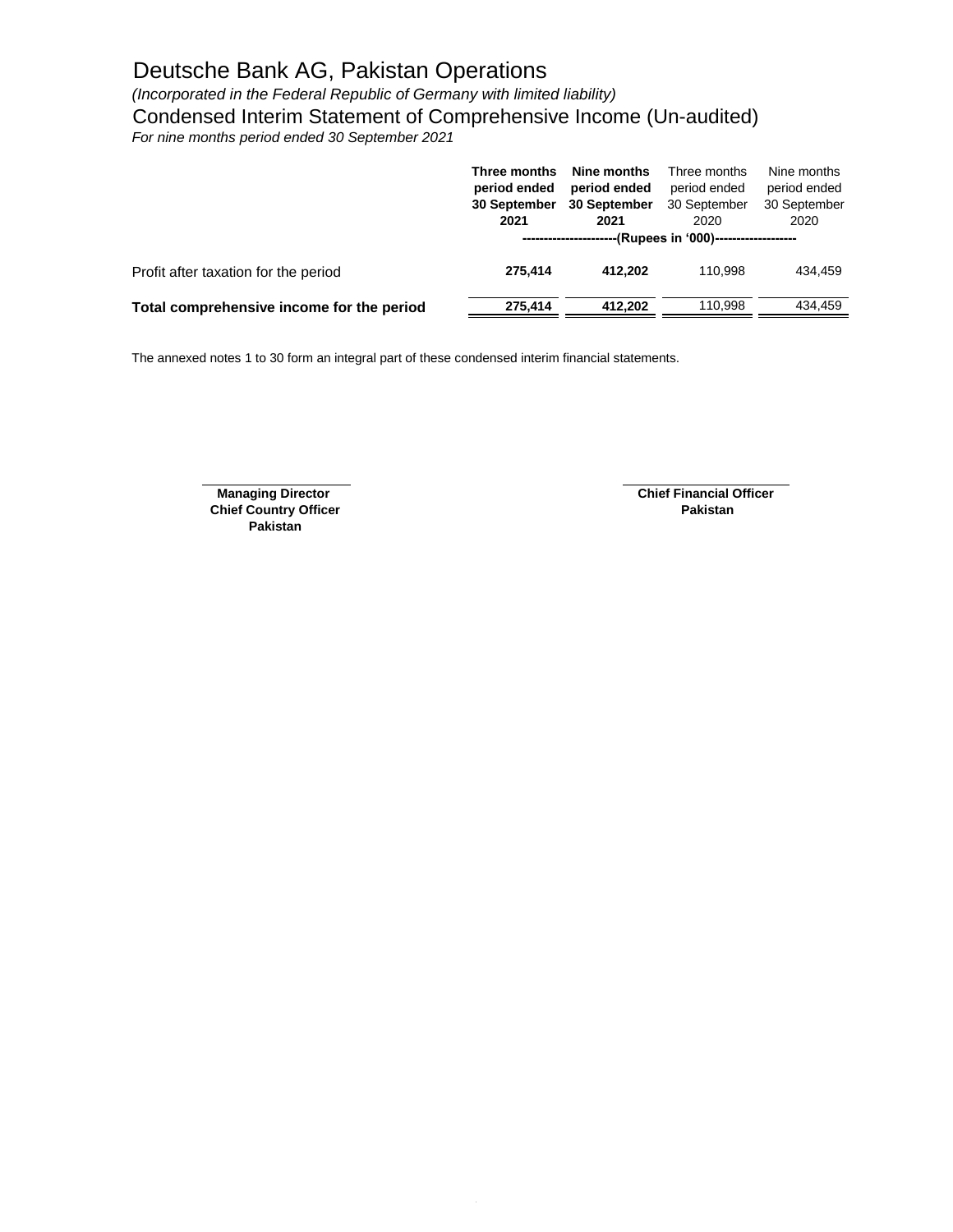# Deutsche Bank AG, Pakistan Operations

*(Incorporated in the Federal Republic of Germany with limited liability)*

## Condensed Interim Statement of Comprehensive Income (Un-audited)

*For nine months period ended 30 September 2021*

| | **Three months period ended 30 September 2021** | **Nine months period ended 30 September 2021** | Three months period ended 30 September 2020 | Nine months period ended 30 September 2020 |
|---|---|---|---|---|
| | **(Rupees in '000)** | | | |
| Profit after taxation for the period | **275,414** | **412,202** | 110,998 | 434,459 |
| **Total comprehensive income for the period** | **275,414** | **412,202** | 110,998 | 434,459 |

The annexed notes 1 to 30 form an integral part of these condensed interim financial statements.

**Managing Director**
**Chief Country Officer**
**Pakistan**

**Chief Financial Officer**
**Pakistan**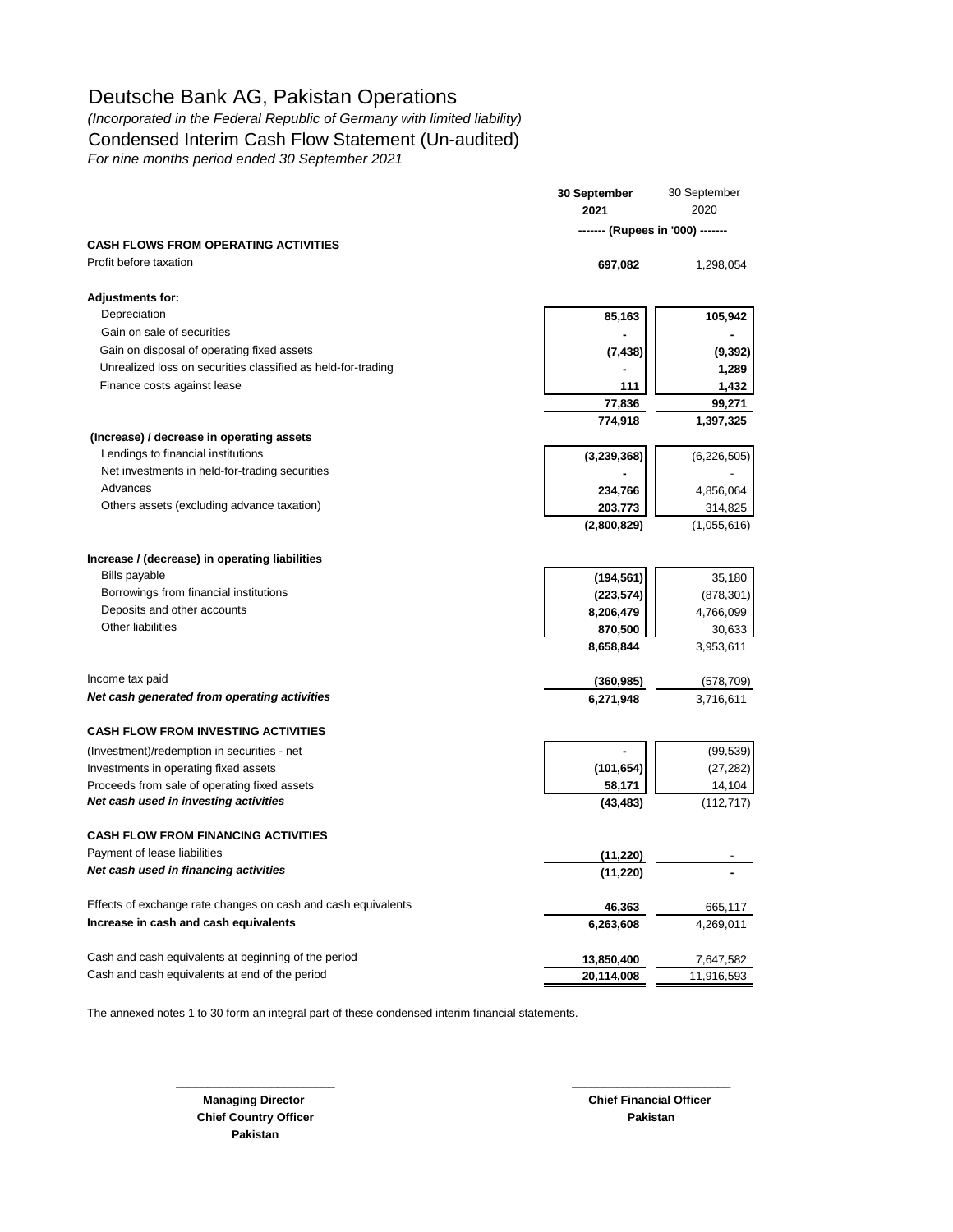# Deutsche Bank AG, Pakistan Operations

*(Incorporated in the Federal Republic of Germany with limited liability)*

## Condensed Interim Cash Flow Statement (Un-audited)

*For nine months period ended 30 September 2021*

| | 30 September 2021 | 30 September 2020 |
|---|---|---|
| | ------- (Rupees in '000) ------- | |
| **CASH FLOWS FROM OPERATING ACTIVITIES** | | |
| Profit before taxation | **697,082** | 1,298,054 |
| **Adjustments for:** | | |
| Depreciation | **85,163** | **105,942** |
| Gain on sale of securities | **-** | **-** |
| Gain on disposal of operating fixed assets | **(7,438)** | **(9,392)** |
| Unrealized loss on securities classified as held-for-trading | **-** | **1,289** |
| Finance costs against lease | **111** | **1,432** |
| | **77,836** | **99,271** |
| | **774,918** | **1,397,325** |
| **(Increase) / decrease in operating assets** | | |
| Lendings to financial institutions | **(3,239,368)** | (6,226,505) |
| Net investments in held-for-trading securities | **-** | - |
| Advances | **234,766** | 4,856,064 |
| Others assets (excluding advance taxation) | **203,773** | 314,825 |
| | **(2,800,829)** | (1,055,616) |
| **Increase / (decrease) in operating liabilities** | | |
| Bills payable | **(194,561)** | 35,180 |
| Borrowings from financial institutions | **(223,574)** | (878,301) |
| Deposits and other accounts | **8,206,479** | 4,766,099 |
| Other liabilities | **870,500** | 30,633 |
| | **8,658,844** | 3,953,611 |
| Income tax paid | **(360,985)** | (578,709) |
| ***Net cash generated from operating activities*** | **6,271,948** | 3,716,611 |
| **CASH FLOW FROM INVESTING ACTIVITIES** | | |
| (Investment)/redemption in securities - net | **-** | (99,539) |
| Investments in operating fixed assets | **(101,654)** | (27,282) |
| Proceeds from sale of operating fixed assets | **58,171** | 14,104 |
| ***Net cash used in investing activities*** | **(43,483)** | (112,717) |
| **CASH FLOW FROM FINANCING ACTIVITIES** | | |
| Payment of lease liabilities | **(11,220)** | - |
| ***Net cash used in financing activities*** | **(11,220)** | **-** |
| Effects of exchange rate changes on cash and cash equivalents | **46,363** | 665,117 |
| **Increase in cash and cash equivalents** | **6,263,608** | 4,269,011 |
| Cash and cash equivalents at beginning of the period | **13,850,400** | 7,647,582 |
| Cash and cash equivalents at end of the period | **20,114,008** | 11,916,593 |

The annexed notes 1 to 30 form an integral part of these condensed interim financial statements.

| | |
|---|---|
| **Managing Director** | **Chief Financial Officer** |
| **Chief Country Officer** | **Pakistan** |
| **Pakistan** | |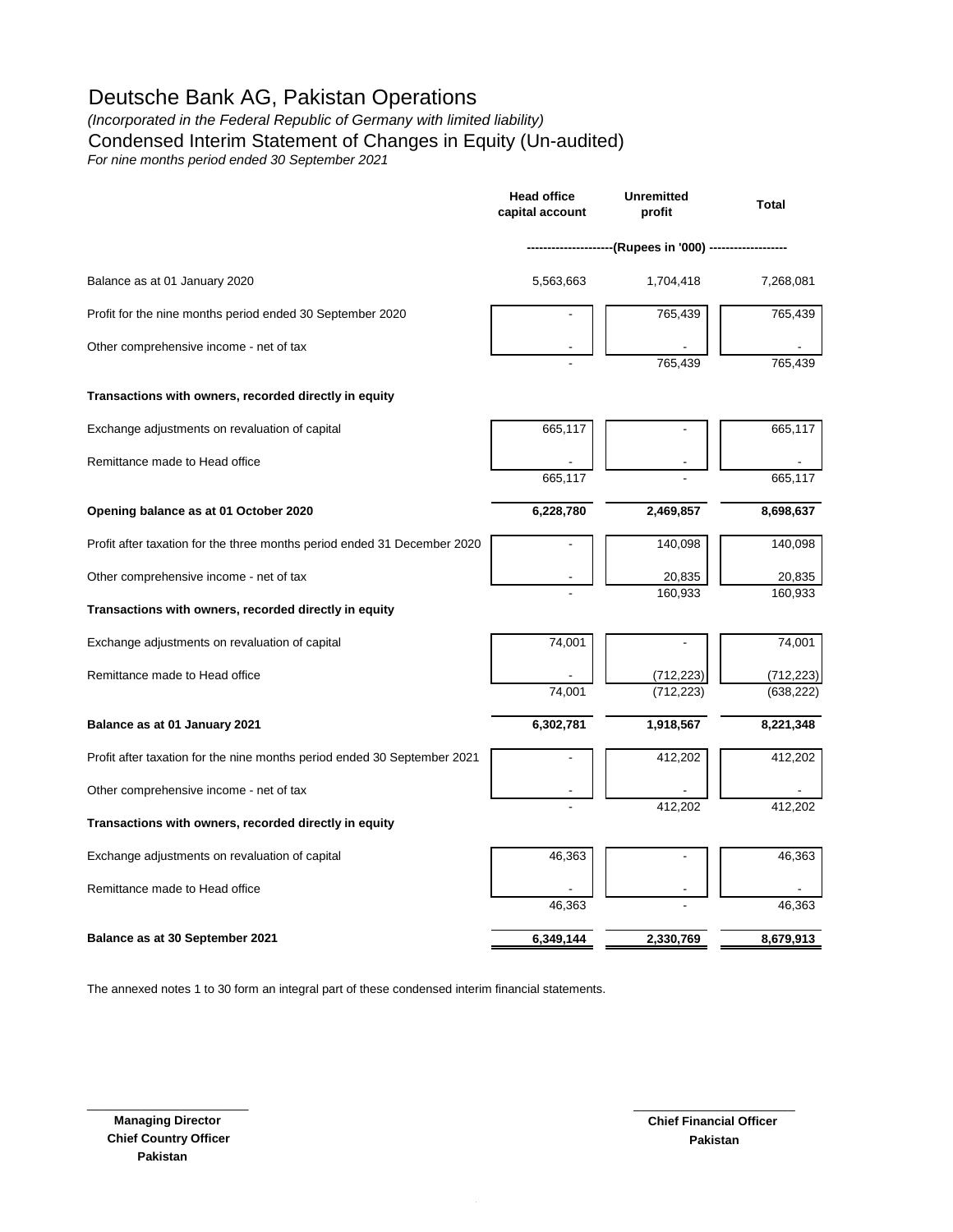# Deutsche Bank AG, Pakistan Operations

*(Incorporated in the Federal Republic of Germany with limited liability)*

## Condensed Interim Statement of Changes in Equity (Un-audited)

*For nine months period ended 30 September 2021*

| | Head office capital account | Unremitted profit | Total |
|---|---|---|---|
| | (Rupees in '000) | | |
| Balance as at 01 January 2020 | 5,563,663 | 1,704,418 | 7,268,081 |
| Profit for the nine months period ended 30 September 2020 | - | 765,439 | 765,439 |
| Other comprehensive income - net of tax | - | - | - |
| | - | 765,439 | 765,439 |
| **Transactions with owners, recorded directly in equity** | | | |
| Exchange adjustments on revaluation of capital | 665,117 | - | 665,117 |
| Remittance made to Head office | - | - | - |
| | 665,117 | - | 665,117 |
| **Opening balance as at 01 October 2020** | **6,228,780** | **2,469,857** | **8,698,637** |
| Profit after taxation for the three months period ended 31 December 2020 | - | 140,098 | 140,098 |
| Other comprehensive income - net of tax | - | 20,835 | 20,835 |
| | - | 160,933 | 160,933 |
| **Transactions with owners, recorded directly in equity** | | | |
| Exchange adjustments on revaluation of capital | 74,001 | - | 74,001 |
| Remittance made to Head office | - | (712,223) | (712,223) |
| | 74,001 | (712,223) | (638,222) |
| **Balance as at 01 January 2021** | **6,302,781** | **1,918,567** | **8,221,348** |
| Profit after taxation for the nine months period ended 30 September 2021 | - | 412,202 | 412,202 |
| Other comprehensive income - net of tax | - | - | - |
| | - | 412,202 | 412,202 |
| **Transactions with owners, recorded directly in equity** | | | |
| Exchange adjustments on revaluation of capital | 46,363 | - | 46,363 |
| Remittance made to Head office | - | - | - |
| | 46,363 | - | 46,363 |
| **Balance as at 30 September 2021** | **6,349,144** | **2,330,769** | **8,679,913** |

The annexed notes 1 to 30 form an integral part of these condensed interim financial statements.

**Managing Director**
**Chief Country Officer**
**Pakistan**

**Chief Financial Officer**
**Pakistan**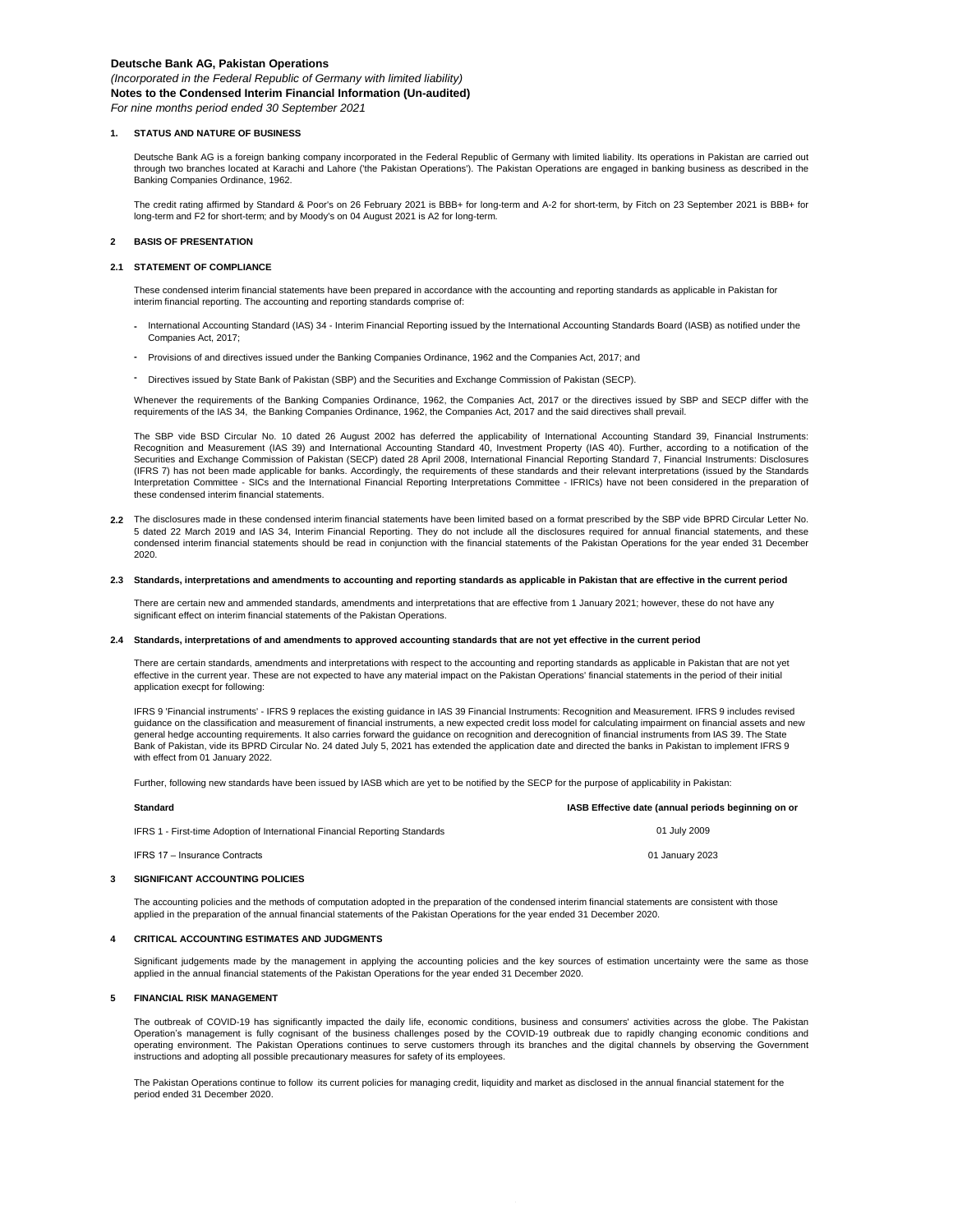**Deutsche Bank AG, Pakistan Operations**

*(Incorporated in the Federal Republic of Germany with limited liability)*

**Notes to the Condensed Interim Financial Information (Un-audited)**

*For nine months period ended 30 September 2021*

## 1. STATUS AND NATURE OF BUSINESS

Deutsche Bank AG is a foreign banking company incorporated in the Federal Republic of Germany with limited liability. Its operations in Pakistan are carried out through two branches located at Karachi and Lahore ('the Pakistan Operations'). The Pakistan Operations are engaged in banking business as described in the Banking Companies Ordinance, 1962.

The credit rating affirmed by Standard & Poor's on 26 February 2021 is BBB+ for long-term and A-2 for short-term, by Fitch on 23 September 2021 is BBB+ for long-term and F2 for short-term; and by Moody's on 04 August 2021 is A2 for long-term.

## 2 BASIS OF PRESENTATION

### 2.1 STATEMENT OF COMPLIANCE

These condensed interim financial statements have been prepared in accordance with the accounting and reporting standards as applicable in Pakistan for interim financial reporting. The accounting and reporting standards comprise of:

- International Accounting Standard (IAS) 34 - Interim Financial Reporting issued by the International Accounting Standards Board (IASB) as notified under the Companies Act, 2017;
- Provisions of and directives issued under the Banking Companies Ordinance, 1962 and the Companies Act, 2017; and
- Directives issued by State Bank of Pakistan (SBP) and the Securities and Exchange Commission of Pakistan (SECP).

Whenever the requirements of the Banking Companies Ordinance, 1962, the Companies Act, 2017 or the directives issued by SBP and SECP differ with the requirements of the IAS 34, the Banking Companies Ordinance, 1962, the Companies Act, 2017 and the said directives shall prevail.

The SBP vide BSD Circular No. 10 dated 26 August 2002 has deferred the applicability of International Accounting Standard 39, Financial Instruments: Recognition and Measurement (IAS 39) and International Accounting Standard 40, Investment Property (IAS 40). Further, according to a notification of the Securities and Exchange Commission of Pakistan (SECP) dated 28 April 2008, International Financial Reporting Standard 7, Financial Instruments: Disclosures (IFRS 7) has not been made applicable for banks. Accordingly, the requirements of these standards and their relevant interpretations (issued by the Standards Interpretation Committee - SICs and the International Financial Reporting Interpretations Committee - IFRICs) have not been considered in the preparation of these condensed interim financial statements.

**2.2** The disclosures made in these condensed interim financial statements have been limited based on a format prescribed by the SBP vide BPRD Circular Letter No. 5 dated 22 March 2019 and IAS 34, Interim Financial Reporting. They do not include all the disclosures required for annual financial statements, and these condensed interim financial statements should be read in conjunction with the financial statements of the Pakistan Operations for the year ended 31 December 2020.

### 2.3 Standards, interpretations and amendments to accounting and reporting standards as applicable in Pakistan that are effective in the current period

There are certain new and ammended standards, amendments and interpretations that are effective from 1 January 2021; however, these do not have any significant effect on interim financial statements of the Pakistan Operations.

### 2.4 Standards, interpretations of and amendments to approved accounting standards that are not yet effective in the current period

There are certain standards, amendments and interpretations with respect to the accounting and reporting standards as applicable in Pakistan that are not yet effective in the current year. These are not expected to have any material impact on the Pakistan Operations' financial statements in the period of their initial application execpt for following:

IFRS 9 'Financial instruments' - IFRS 9 replaces the existing guidance in IAS 39 Financial Instruments: Recognition and Measurement. IFRS 9 includes revised guidance on the classification and measurement of financial instruments, a new expected credit loss model for calculating impairment on financial assets and new general hedge accounting requirements. It also carries forward the guidance on recognition and derecognition of financial instruments from IAS 39. The State Bank of Pakistan, vide its BPRD Circular No. 24 dated July 5, 2021 has extended the application date and directed the banks in Pakistan to implement IFRS 9 with effect from 01 January 2022.

Further, following new standards have been issued by IASB which are yet to be notified by the SECP for the purpose of applicability in Pakistan:

| Standard | IASB Effective date (annual periods beginning on or |
|---|---|
| IFRS 1 - First-time Adoption of International Financial Reporting Standards | 01 July 2009 |
| IFRS 17 – Insurance Contracts | 01 January 2023 |

## 3 SIGNIFICANT ACCOUNTING POLICIES

The accounting policies and the methods of computation adopted in the preparation of the condensed interim financial statements are consistent with those applied in the preparation of the annual financial statements of the Pakistan Operations for the year ended 31 December 2020.

## 4 CRITICAL ACCOUNTING ESTIMATES AND JUDGMENTS

Significant judgements made by the management in applying the accounting policies and the key sources of estimation uncertainty were the same as those applied in the annual financial statements of the Pakistan Operations for the year ended 31 December 2020.

## 5 FINANCIAL RISK MANAGEMENT

The outbreak of COVID-19 has significantly impacted the daily life, economic conditions, business and consumers' activities across the globe. The Pakistan Operation's management is fully cognisant of the business challenges posed by the COVID-19 outbreak due to rapidly changing economic conditions and operating environment. The Pakistan Operations continues to serve customers through its branches and the digital channels by observing the Government instructions and adopting all possible precautionary measures for safety of its employees.

The Pakistan Operations continue to follow its current policies for managing credit, liquidity and market as disclosed in the annual financial statement for the period ended 31 December 2020.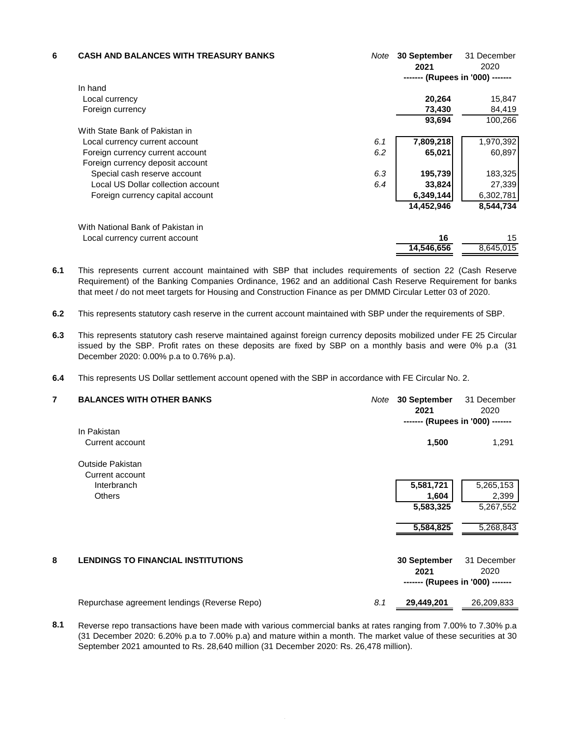## 6 CASH AND BALANCES WITH TREASURY BANKS

| | Note | 30 September 2021 | 31 December 2020 |
|---|---|---|---|
| | | ------- (Rupees in '000) ------- | |
| **In hand** | | | |
| Local currency | | **20,264** | 15,847 |
| Foreign currency | | **73,430** | 84,419 |
| | | **93,694** | 100,266 |
| **With State Bank of Pakistan in** | | | |
| Local currency current account | 6.1 | **7,809,218** | 1,970,392 |
| Foreign currency current account | 6.2 | **65,021** | 60,897 |
| Foreign currency deposit account | | | |
| Special cash reserve account | 6.3 | **195,739** | 183,325 |
| Local US Dollar collection account | 6.4 | **33,824** | 27,339 |
| Foreign currency capital account | | **6,349,144** | 6,302,781 |
| | | **14,452,946** | 8,544,734 |
| **With National Bank of Pakistan in** | | | |
| Local currency current account | | **16** | 15 |
| | | **14,546,656** | 8,645,015 |

**6.1** This represents current account maintained with SBP that includes requirements of section 22 (Cash Reserve Requirement) of the Banking Companies Ordinance, 1962 and an additional Cash Reserve Requirement for banks that meet / do not meet targets for Housing and Construction Finance as per DMMD Circular Letter 03 of 2020.

**6.2** This represents statutory cash reserve in the current account maintained with SBP under the requirements of SBP.

**6.3** This represents statutory cash reserve maintained against foreign currency deposits mobilized under FE 25 Circular issued by the SBP. Profit rates on these deposits are fixed by SBP on a monthly basis and were 0% p.a (31 December 2020: 0.00% p.a to 0.76% p.a).

**6.4** This represents US Dollar settlement account opened with the SBP in accordance with FE Circular No. 2.

## 7 BALANCES WITH OTHER BANKS

| | Note | 30 September 2021 | 31 December 2020 |
|---|---|---|---|
| | | ------- (Rupees in '000) ------- | |
| **In Pakistan** | | | |
| Current account | | **1,500** | 1,291 |
| **Outside Pakistan** | | | |
| Current account | | | |
| Interbranch | | **5,581,721** | 5,265,153 |
| Others | | **1,604** | 2,399 |
| | | **5,583,325** | 5,267,552 |
| | | **5,584,825** | 5,268,843 |

## 8 LENDINGS TO FINANCIAL INSTITUTIONS

| | Note | 30 September 2021 | 31 December 2020 |
|---|---|---|---|
| | | ------- (Rupees in '000) ------- | |
| Repurchase agreement lendings (Reverse Repo) | 8.1 | **29,449,201** | 26,209,833 |

**8.1** Reverse repo transactions have been made with various commercial banks at rates ranging from 7.00% to 7.30% p.a (31 December 2020: 6.20% p.a to 7.00% p.a) and mature within a month. The market value of these securities at 30 September 2021 amounted to Rs. 28,640 million (31 December 2020: Rs. 26,478 million).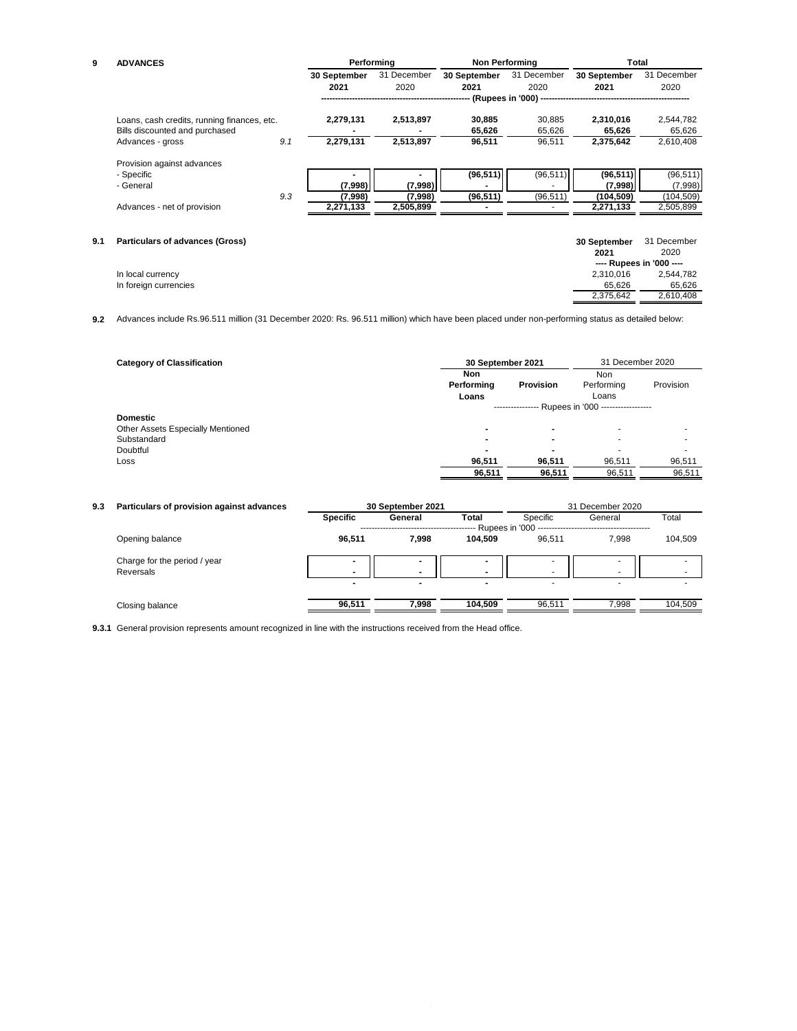## 9 ADVANCES

| | Note | Performing | | Non Performing | | Total | |
|---|---|---|---|---|---|---|---|
| | | **30 September 2021** | 31 December 2020 | **30 September 2021** | 31 December 2020 | **30 September 2021** | 31 December 2020 |
| | | (Rupees in '000) | | | | | |
| Loans, cash credits, running finances, etc. | | **2,279,131** | 2,513,897 | **30,885** | 30,885 | **2,310,016** | 2,544,782 |
| Bills discounted and purchased | | **-** | - | **65,626** | 65,626 | **65,626** | 65,626 |
| Advances - gross | 9.1 | **2,279,131** | 2,513,897 | **96,511** | 96,511 | **2,375,642** | 2,610,408 |
| Provision against advances | | | | | | | |
| - Specific | | **-** | - | **(96,511)** | (96,511) | **(96,511)** | (96,511) |
| - General | | **(7,998)** | (7,998) | **-** | - | **(7,998)** | (7,998) |
| | 9.3 | **(7,998)** | (7,998) | **(96,511)** | (96,511) | **(104,509)** | (104,509) |
| Advances - net of provision | | **2,271,133** | 2,505,899 | **-** | - | **2,271,133** | 2,505,899 |

### 9.1 Particulars of advances (Gross)

| | **30 September 2021** | 31 December 2020 |
|---|---|---|
| | ---- Rupees in '000 ---- | |
| In local currency | 2,310,016 | 2,544,782 |
| In foreign currencies | 65,626 | 65,626 |
| | 2,375,642 | 2,610,408 |

**9.2** Advances include Rs.96.511 million (31 December 2020: Rs. 96.511 million) which have been placed under non-performing status as detailed below:

| **Category of Classification** | **30 September 2021** | | 31 December 2020 | |
|---|---|---|---|---|
| | **Non Performing Loans** | **Provision** | Non Performing Loans | Provision |
| | Rupees in '000 | | | |
| **Domestic** | | | | |
| Other Assets Especially Mentioned | **-** | **-** | - | - |
| Substandard | **-** | **-** | - | - |
| Doubtful | **-** | **-** | - | - |
| Loss | **96,511** | **96,511** | 96,511 | 96,511 |
| | **96,511** | **96,511** | 96,511 | 96,511 |

### 9.3 Particulars of provision against advances

| | **30 September 2021** | | | 31 December 2020 | | |
|---|---|---|---|---|---|---|
| | **Specific** | **General** | **Total** | Specific | General | Total |
| | Rupees in '000 | | | | | |
| Opening balance | **96,511** | **7,998** | **104,509** | 96,511 | 7,998 | 104,509 |
| Charge for the period / year | **-** | **-** | **-** | - | - | - |
| Reversals | **-** | **-** | **-** | - | - | - |
| | **-** | **-** | **-** | - | - | - |
| Closing balance | **96,511** | **7,998** | **104,509** | 96,511 | 7,998 | 104,509 |

**9.3.1** General provision represents amount recognized in line with the instructions received from the Head office.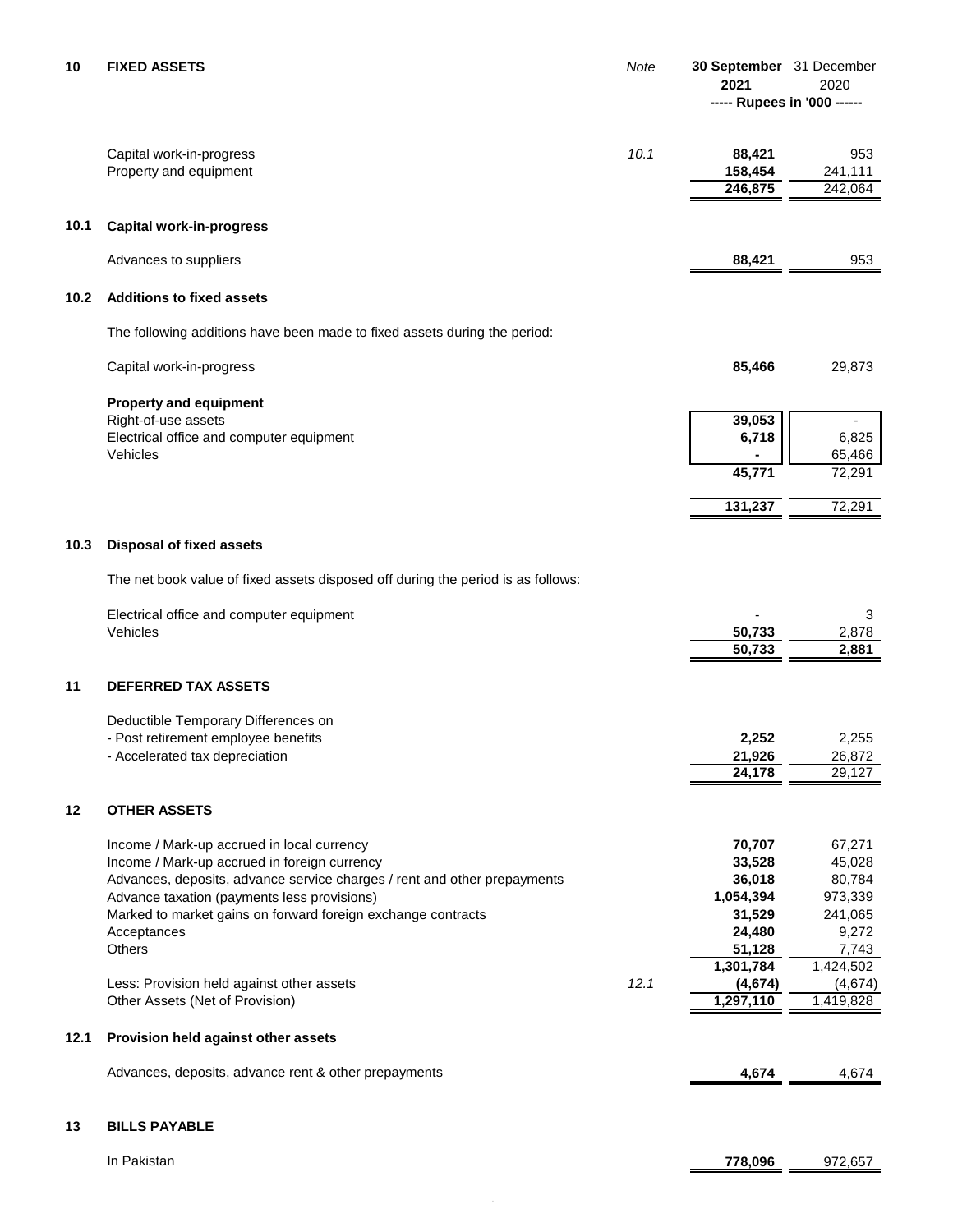## 10 FIXED ASSETS

| | Note | 30 September 2021 | 31 December 2020 |
|---|---|---|---|
| | | ----- Rupees in '000 ------ | |
| Capital work-in-progress | 10.1 | **88,421** | 953 |
| Property and equipment | | **158,454** | 241,111 |
| | | **246,875** | 242,064 |

### 10.1 Capital work-in-progress

| | | |
|---|---|---|
| Advances to suppliers | **88,421** | 953 |

### 10.2 Additions to fixed assets

The following additions have been made to fixed assets during the period:

| | | |
|---|---|---|
| Capital work-in-progress | **85,466** | 29,873 |
| **Property and equipment** | | |
| Right-of-use assets | **39,053** | - |
| Electrical office and computer equipment | **6,718** | 6,825 |
| Vehicles | **-** | 65,466 |
| | **45,771** | 72,291 |
| | **131,237** | 72,291 |

### 10.3 Disposal of fixed assets

The net book value of fixed assets disposed off during the period is as follows:

| | | |
|---|---|---|
| Electrical office and computer equipment | - | 3 |
| Vehicles | **50,733** | 2,878 |
| | **50,733** | **2,881** |

## 11 DEFERRED TAX ASSETS

| | | |
|---|---|---|
| Deductible Temporary Differences on | | |
| - Post retirement employee benefits | **2,252** | 2,255 |
| - Accelerated tax depreciation | **21,926** | 26,872 |
| | **24,178** | 29,127 |

## 12 OTHER ASSETS

| | Note | | |
|---|---|---|---|
| Income / Mark-up accrued in local currency | | **70,707** | 67,271 |
| Income / Mark-up accrued in foreign currency | | **33,528** | 45,028 |
| Advances, deposits, advance service charges / rent and other prepayments | | **36,018** | 80,784 |
| Advance taxation (payments less provisions) | | **1,054,394** | 973,339 |
| Marked to market gains on forward foreign exchange contracts | | **31,529** | 241,065 |
| Acceptances | | **24,480** | 9,272 |
| Others | | **51,128** | 7,743 |
| | | **1,301,784** | 1,424,502 |
| Less: Provision held against other assets | 12.1 | **(4,674)** | (4,674) |
| Other Assets (Net of Provision) | | **1,297,110** | 1,419,828 |

### 12.1 Provision held against other assets

| | | |
|---|---|---|
| Advances, deposits, advance rent & other prepayments | **4,674** | 4,674 |

## 13 BILLS PAYABLE

| | | |
|---|---|---|
| In Pakistan | **778,096** | 972,657 |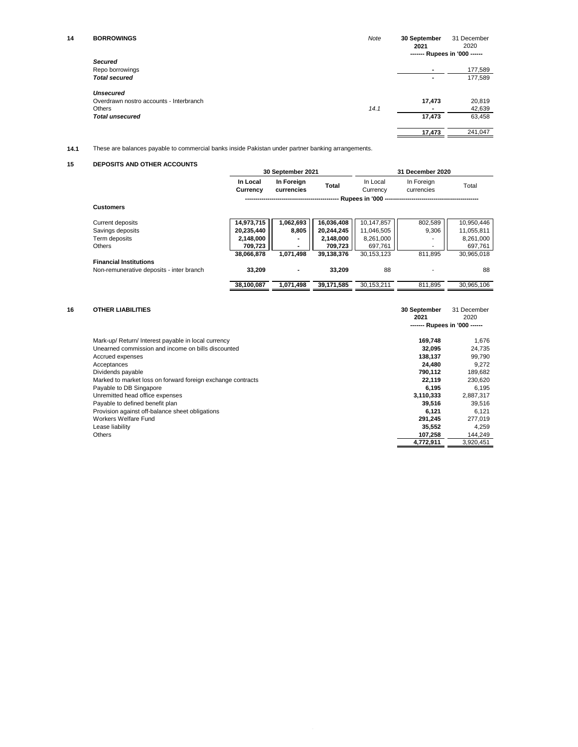## 14 BORROWINGS

| | Note | 30 September 2021 | 31 December 2020 |
|---|---|---|---|
| | | ------- Rupees in '000 ------ | |
| ***Secured*** | | | |
| Repo borrowings | | - | 177,589 |
| ***Total secured*** | | - | 177,589 |
| ***Unsecured*** | | | |
| Overdrawn nostro accounts - Interbranch | | 17,473 | 20,819 |
| Others | 14.1 | - | 42,639 |
| ***Total unsecured*** | | 17,473 | 63,458 |
| | | 17,473 | 241,047 |

**14.1** These are balances payable to commercial banks inside Pakistan under partner banking arrangements.

## 15 DEPOSITS AND OTHER ACCOUNTS

| | 30 September 2021 | | | 31 December 2020 | | |
|---|---|---|---|---|---|---|
| | In Local Currency | In Foreign currencies | Total | In Local Currency | In Foreign currencies | Total |
| | ------------------- | ------------------- | Rupees in '000 | ------------------- | ------------------- | ------------------- |
| **Customers** | | | | | | |
| Current deposits | 14,973,715 | 1,062,693 | 16,036,408 | 10,147,857 | 802,589 | 10,950,446 |
| Savings deposits | 20,235,440 | 8,805 | 20,244,245 | 11,046,505 | 9,306 | 11,055,811 |
| Term deposits | 2,148,000 | - | 2,148,000 | 8,261,000 | - | 8,261,000 |
| Others | 709,723 | - | 709,723 | 697,761 | - | 697,761 |
| | 38,066,878 | 1,071,498 | 39,138,376 | 30,153,123 | 811,895 | 30,965,018 |
| **Financial Institutions** | | | | | | |
| Non-remunerative deposits - inter branch | 33,209 | - | 33,209 | 88 | - | 88 |
| | 38,100,087 | 1,071,498 | 39,171,585 | 30,153,211 | 811,895 | 30,965,106 |

## 16 OTHER LIABILITIES

| | 30 September 2021 | 31 December 2020 |
|---|---|---|
| | ------- Rupees in '000 ------ | |
| Mark-up/ Return/ Interest payable in local currency | 169,748 | 1,676 |
| Unearned commission and income on bills discounted | 32,095 | 24,735 |
| Accrued expenses | 138,137 | 99,790 |
| Acceptances | 24,480 | 9,272 |
| Dividends payable | 790,112 | 189,682 |
| Marked to market loss on forward foreign exchange contracts | 22,119 | 230,620 |
| Payable to DB Singapore | 6,195 | 6,195 |
| Unremitted head office expenses | 3,110,333 | 2,887,317 |
| Payable to defined benefit plan | 39,516 | 39,516 |
| Provision against off-balance sheet obligations | 6,121 | 6,121 |
| Workers Welfare Fund | 291,245 | 277,019 |
| Lease liability | 35,552 | 4,259 |
| Others | 107,258 | 144,249 |
| | 4,772,911 | 3,920,451 |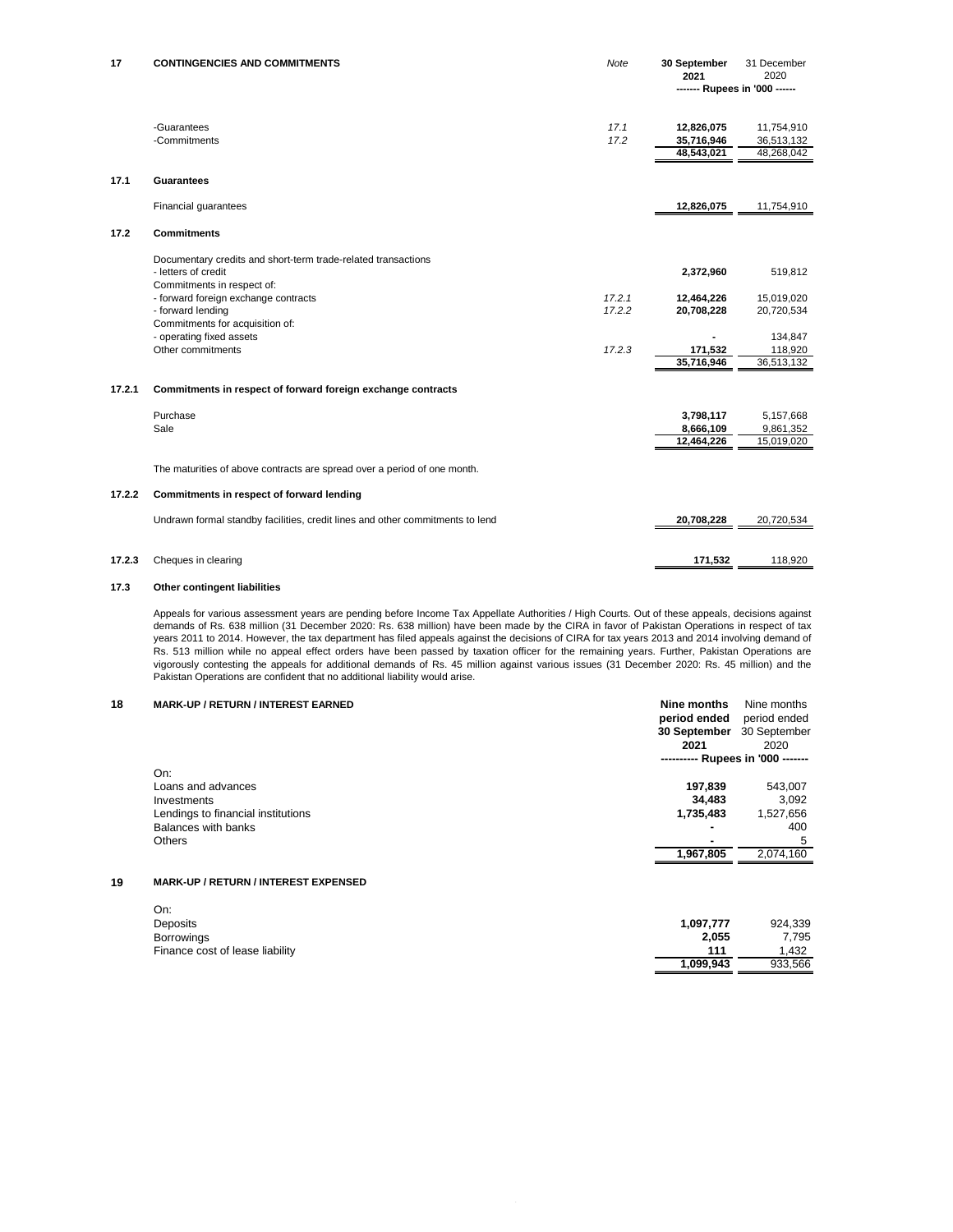## 17 CONTINGENCIES AND COMMITMENTS

| | Note | 30 September 2021 | 31 December 2020 |
|---|---|---|---|
| | | ------- Rupees in '000 ------ | |
| -Guarantees | 17.1 | 12,826,075 | 11,754,910 |
| -Commitments | 17.2 | 35,716,946 | 36,513,132 |
| | | 48,543,021 | 48,268,042 |

### 17.1 Guarantees

| | | | |
|---|---|---|---|
| Financial guarantees | | 12,826,075 | 11,754,910 |

### 17.2 Commitments

| | Note | 30 September 2021 | 31 December 2020 |
|---|---|---|---|
| Documentary credits and short-term trade-related transactions | | | |
| - letters of credit | | 2,372,960 | 519,812 |
| Commitments in respect of: | | | |
| - forward foreign exchange contracts | 17.2.1 | 12,464,226 | 15,019,020 |
| - forward lending | 17.2.2 | 20,708,228 | 20,720,534 |
| Commitments for acquisition of: | | | |
| - operating fixed assets | | - | 134,847 |
| Other commitments | 17.2.3 | 171,532 | 118,920 |
| | | 35,716,946 | 36,513,132 |

### 17.2.1 Commitments in respect of forward foreign exchange contracts

| | | | |
|---|---|---|---|
| Purchase | | 3,798,117 | 5,157,668 |
| Sale | | 8,666,109 | 9,861,352 |
| | | 12,464,226 | 15,019,020 |

The maturities of above contracts are spread over a period of one month.

### 17.2.2 Commitments in respect of forward lending

| | | | |
|---|---|---|---|
| Undrawn formal standby facilities, credit lines and other commitments to lend | | 20,708,228 | 20,720,534 |

### 17.2.3 Cheques in clearing

| | | | |
|---|---|---|---|
| Cheques in clearing | | 171,532 | 118,920 |

### 17.3 Other contingent liabilities

Appeals for various assessment years are pending before Income Tax Appellate Authorities / High Courts. Out of these appeals, decisions against demands of Rs. 638 million (31 December 2020: Rs. 638 million) have been made by the CIRA in favor of Pakistan Operations in respect of tax years 2011 to 2014. However, the tax department has filed appeals against the decisions of CIRA for tax years 2013 and 2014 involving demand of Rs. 513 million while no appeal effect orders have been passed by taxation officer for the remaining years. Further, Pakistan Operations are vigorously contesting the appeals for additional demands of Rs. 45 million against various issues (31 December 2020: Rs. 45 million) and the Pakistan Operations are confident that no additional liability would arise.

## 18 MARK-UP / RETURN / INTEREST EARNED

| | Nine months period ended 30 September 2021 | Nine months period ended 30 September 2020 |
|---|---|---|
| | ---------- Rupees in '000 ------- | |
| On: | | |
| Loans and advances | 197,839 | 543,007 |
| Investments | 34,483 | 3,092 |
| Lendings to financial institutions | 1,735,483 | 1,527,656 |
| Balances with banks | - | 400 |
| Others | - | 5 |
| | 1,967,805 | 2,074,160 |

## 19 MARK-UP / RETURN / INTEREST EXPENSED

| | Nine months period ended 30 September 2021 | Nine months period ended 30 September 2020 |
|---|---|---|
| On: | | |
| Deposits | 1,097,777 | 924,339 |
| Borrowings | 2,055 | 7,795 |
| Finance cost of lease liability | 111 | 1,432 |
| | 1,099,943 | 933,566 |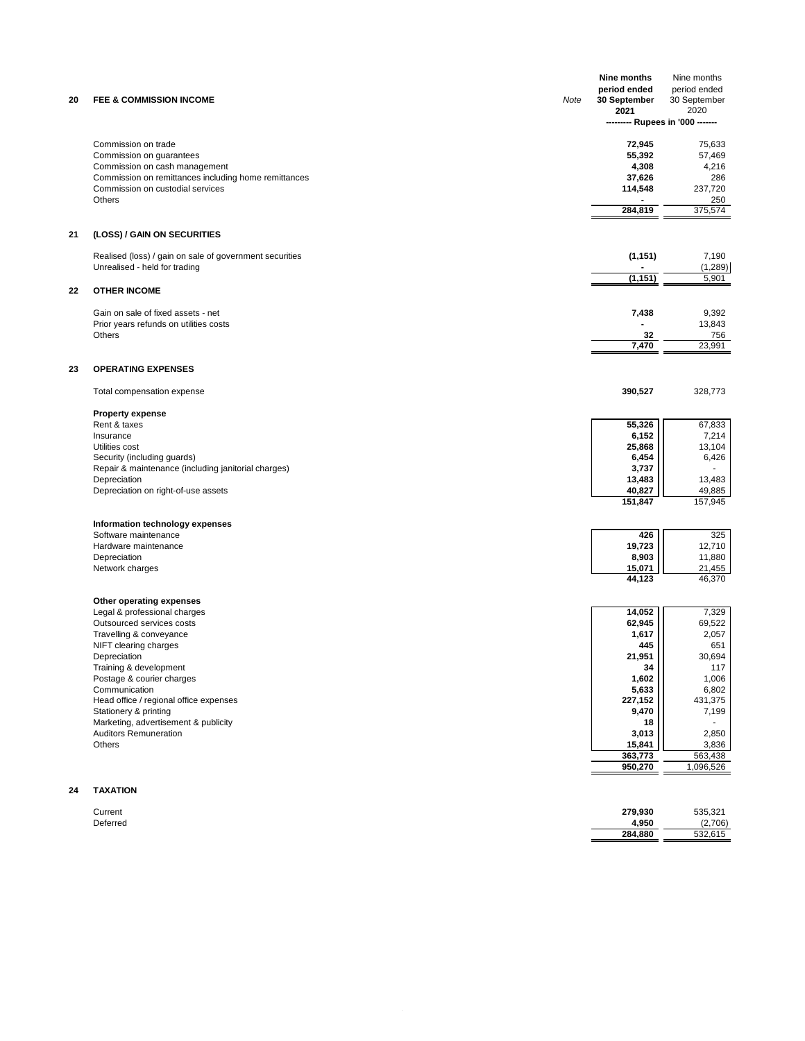| | | Note | Nine months period ended 30 September 2021 | Nine months period ended 30 September 2020 |
|---|---|---|---|---|
| | | | --------- Rupees in '000 ------- | |
| **20** | **FEE & COMMISSION INCOME** | | | |
| | Commission on trade | | **72,945** | 75,633 |
| | Commission on guarantees | | **55,392** | 57,469 |
| | Commission on cash management | | **4,308** | 4,216 |
| | Commission on remittances including home remittances | | **37,626** | 286 |
| | Commission on custodial services | | **114,548** | 237,720 |
| | Others | | **-** | 250 |
| | | | **284,819** | 375,574 |
| **21** | **(LOSS) / GAIN ON SECURITIES** | | | |
| | Realised (loss) / gain on sale of government securities | | **(1,151)** | 7,190 |
| | Unrealised - held for trading | | **-** | (1,289) |
| | | | **(1,151)** | 5,901 |
| **22** | **OTHER INCOME** | | | |
| | Gain on sale of fixed assets - net | | **7,438** | 9,392 |
| | Prior years refunds on utilities costs | | **-** | 13,843 |
| | Others | | **32** | 756 |
| | | | **7,470** | 23,991 |
| **23** | **OPERATING EXPENSES** | | | |
| | Total compensation expense | | **390,527** | 328,773 |
| | **Property expense** | | | |
| | Rent & taxes | | **55,326** | 67,833 |
| | Insurance | | **6,152** | 7,214 |
| | Utilities cost | | **25,868** | 13,104 |
| | Security (including guards) | | **6,454** | 6,426 |
| | Repair & maintenance (including janitorial charges) | | **3,737** | - |
| | Depreciation | | **13,483** | 13,483 |
| | Depreciation on right-of-use assets | | **40,827** | 49,885 |
| | | | **151,847** | 157,945 |
| | **Information technology expenses** | | | |
| | Software maintenance | | **426** | 325 |
| | Hardware maintenance | | **19,723** | 12,710 |
| | Depreciation | | **8,903** | 11,880 |
| | Network charges | | **15,071** | 21,455 |
| | | | **44,123** | 46,370 |
| | **Other operating expenses** | | | |
| | Legal & professional charges | | **14,052** | 7,329 |
| | Outsourced services costs | | **62,945** | 69,522 |
| | Travelling & conveyance | | **1,617** | 2,057 |
| | NIFT clearing charges | | **445** | 651 |
| | Depreciation | | **21,951** | 30,694 |
| | Training & development | | **34** | 117 |
| | Postage & courier charges | | **1,602** | 1,006 |
| | Communication | | **5,633** | 6,802 |
| | Head office / regional office expenses | | **227,152** | 431,375 |
| | Stationery & printing | | **9,470** | 7,199 |
| | Marketing, advertisement & publicity | | **18** | - |
| | Auditors Remuneration | | **3,013** | 2,850 |
| | Others | | **15,841** | 3,836 |
| | | | **363,773** | 563,438 |
| | | | **950,270** | 1,096,526 |
| **24** | **TAXATION** | | | |
| | Current | | **279,930** | 535,321 |
| | Deferred | | **4,950** | (2,706) |
| | | | **284,880** | 532,615 |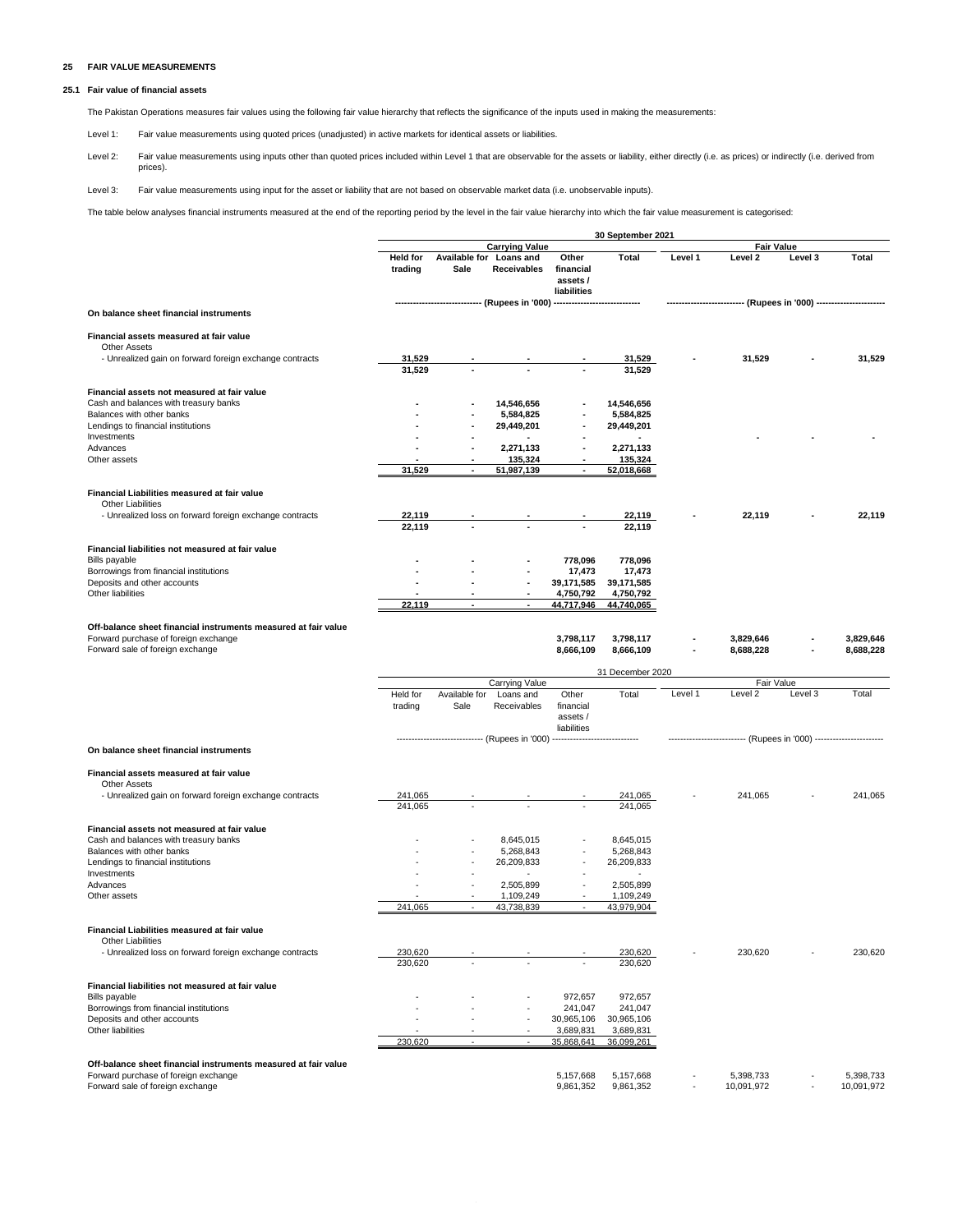## 25 FAIR VALUE MEASUREMENTS

### 25.1 Fair value of financial assets

The Pakistan Operations measures fair values using the following fair value hierarchy that reflects the significance of the inputs used in making the measurements:

Level 1: Fair value measurements using quoted prices (unadjusted) in active markets for identical assets or liabilities.

Level 2: Fair value measurements using inputs other than quoted prices included within Level 1 that are observable for the assets or liability, either directly (i.e. as prices) or indirectly (i.e. derived from prices).

Level 3: Fair value measurements using input for the asset or liability that are not based on observable market data (i.e. unobservable inputs).

The table below analyses financial instruments measured at the end of the reporting period by the level in the fair value hierarchy into which the fair value measurement is categorised:

| | 30 September 2021 | | | | | | | | |
|---|---|---|---|---|---|---|---|---|---|
| | Carrying Value | | | | | Fair Value | | | |
| | Held for trading | Available for Sale | Loans and Receivables | Other financial assets / liabilities | Total | Level 1 | Level 2 | Level 3 | Total |
| | (Rupees in '000) | | | | | (Rupees in '000) | | | |
| **On balance sheet financial instruments** | | | | | | | | | |
| **Financial assets measured at fair value** | | | | | | | | | |
| Other Assets | | | | | | | | | |
| - Unrealized gain on forward foreign exchange contracts | 31,529 | - | - | - | 31,529 | - | 31,529 | - | 31,529 |
| | 31,529 | - | - | - | 31,529 | | | | |
| **Financial assets not measured at fair value** | | | | | | | | | |
| Cash and balances with treasury banks | - | - | 14,546,656 | - | 14,546,656 | | | | |
| Balances with other banks | - | - | 5,584,825 | - | 5,584,825 | | | | |
| Lendings to financial institutions | - | - | 29,449,201 | - | 29,449,201 | | | | |
| Investments | - | - | - | - | - | | - | - | - |
| Advances | - | - | 2,271,133 | - | 2,271,133 | | | | |
| Other assets | - | - | 135,324 | - | 135,324 | | | | |
| | 31,529 | - | 51,987,139 | - | 52,018,668 | | | | |
| **Financial Liabilities measured at fair value** | | | | | | | | | |
| Other Liabilities | | | | | | | | | |
| - Unrealized loss on forward foreign exchange contracts | 22,119 | - | - | - | 22,119 | - | 22,119 | - | 22,119 |
| | 22,119 | - | - | - | 22,119 | | | | |
| **Financial liabilities not measured at fair value** | | | | | | | | | |
| Bills payable | - | - | - | 778,096 | 778,096 | | | | |
| Borrowings from financial institutions | - | - | - | 17,473 | 17,473 | | | | |
| Deposits and other accounts | - | - | - | 39,171,585 | 39,171,585 | | | | |
| Other liabilities | - | - | - | 4,750,792 | 4,750,792 | | | | |
| | 22,119 | - | - | 44,717,946 | 44,740,065 | | | | |
| **Off-balance sheet financial instruments measured at fair value** | | | | | | | | | |
| Forward purchase of foreign exchange | | | | 3,798,117 | 3,798,117 | - | 3,829,646 | - | 3,829,646 |
| Forward sale of foreign exchange | | | | 8,666,109 | 8,666,109 | - | 8,688,228 | - | 8,688,228 |

| | 31 December 2020 | | | | | | | | |
|---|---|---|---|---|---|---|---|---|---|
| | Carrying Value | | | | | Fair Value | | | |
| | Held for trading | Available for Sale | Loans and Receivables | Other financial assets / liabilities | Total | Level 1 | Level 2 | Level 3 | Total |
| | (Rupees in '000) | | | | | (Rupees in '000) | | | |
| **On balance sheet financial instruments** | | | | | | | | | |
| **Financial assets measured at fair value** | | | | | | | | | |
| Other Assets | | | | | | | | | |
| - Unrealized gain on forward foreign exchange contracts | 241,065 | - | - | - | 241,065 | - | 241,065 | - | 241,065 |
| | 241,065 | - | - | - | 241,065 | | | | |
| **Financial assets not measured at fair value** | | | | | | | | | |
| Cash and balances with treasury banks | - | - | 8,645,015 | - | 8,645,015 | | | | |
| Balances with other banks | - | - | 5,268,843 | - | 5,268,843 | | | | |
| Lendings to financial institutions | - | - | 26,209,833 | - | 26,209,833 | | | | |
| Investments | - | - | - | - | - | | | | |
| Advances | - | - | 2,505,899 | - | 2,505,899 | | | | |
| Other assets | - | - | 1,109,249 | - | 1,109,249 | | | | |
| | 241,065 | - | 43,738,839 | - | 43,979,904 | | | | |
| **Financial Liabilities measured at fair value** | | | | | | | | | |
| Other Liabilities | | | | | | | | | |
| - Unrealized loss on forward foreign exchange contracts | 230,620 | - | - | - | 230,620 | - | 230,620 | - | 230,620 |
| | 230,620 | - | - | - | 230,620 | | | | |
| **Financial liabilities not measured at fair value** | | | | | | | | | |
| Bills payable | - | - | - | 972,657 | 972,657 | | | | |
| Borrowings from financial institutions | - | - | - | 241,047 | 241,047 | | | | |
| Deposits and other accounts | - | - | - | 30,965,106 | 30,965,106 | | | | |
| Other liabilities | - | - | - | 3,689,831 | 3,689,831 | | | | |
| | 230,620 | - | - | 35,868,641 | 36,099,261 | | | | |
| **Off-balance sheet financial instruments measured at fair value** | | | | | | | | | |
| Forward purchase of foreign exchange | | | | 5,157,668 | 5,157,668 | - | 5,398,733 | - | 5,398,733 |
| Forward sale of foreign exchange | | | | 9,861,352 | 9,861,352 | - | 10,091,972 | - | 10,091,972 |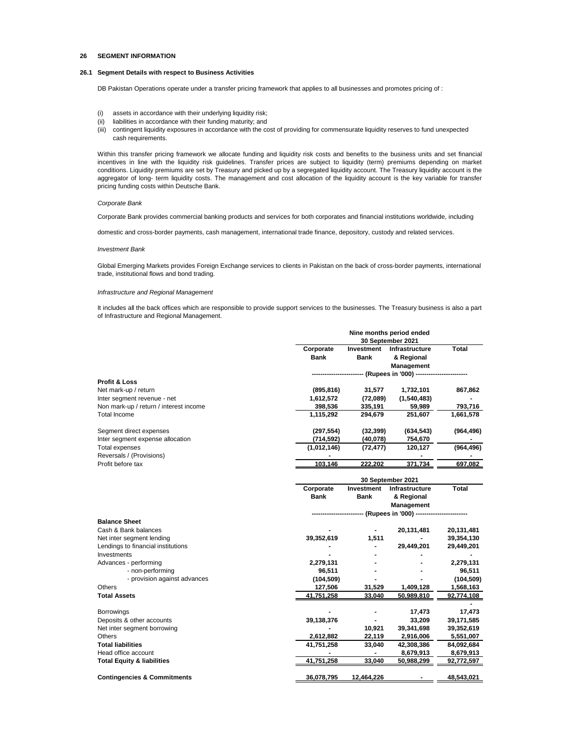## 26 SEGMENT INFORMATION

### 26.1 Segment Details with respect to Business Activities

DB Pakistan Operations operate under a transfer pricing framework that applies to all businesses and promotes pricing of :

(i) assets in accordance with their underlying liquidity risk;
(ii) liabilities in accordance with their funding maturity; and
(iii) contingent liquidity exposures in accordance with the cost of providing for commensurate liquidity reserves to fund unexpected cash requirements.

Within this transfer pricing framework we allocate funding and liquidity risk costs and benefits to the business units and set financial incentives in line with the liquidity risk guidelines. Transfer prices are subject to liquidity (term) premiums depending on market conditions. Liquidity premiums are set by Treasury and picked up by a segregated liquidity account. The Treasury liquidity account is the aggregator of long- term liquidity costs. The management and cost allocation of the liquidity account is the key variable for transfer pricing funding costs within Deutsche Bank.

*Corporate Bank*

Corporate Bank provides commercial banking products and services for both corporates and financial institutions worldwide, including

domestic and cross-border payments, cash management, international trade finance, depository, custody and related services.

*Investment Bank*

Global Emerging Markets provides Foreign Exchange services to clients in Pakistan on the back of cross-border payments, international trade, institutional flows and bond trading.

*Infrastructure and Regional Management*

It includes all the back offices which are responsible to provide support services to the businesses. The Treasury business is also a part of Infrastructure and Regional Management.

| | Nine months period ended 30 September 2021 | | | |
|---|---|---|---|---|
| | Corporate Bank | Investment Bank | Infrastructure & Regional Management | Total |
| | (Rupees in '000) | | | |
| **Profit & Loss** | | | | |
| Net mark-up / return | (895,816) | 31,577 | 1,732,101 | 867,862 |
| Inter segment revenue - net | 1,612,572 | (72,089) | (1,540,483) | - |
| Non mark-up / return / interest income | 398,536 | 335,191 | 59,989 | 793,716 |
| Total Income | 1,115,292 | 294,679 | 251,607 | 1,661,578 |
| Segment direct expenses | (297,554) | (32,399) | (634,543) | (964,496) |
| Inter segment expense allocation | (714,592) | (40,078) | 754,670 | - |
| Total expenses | (1,012,146) | (72,477) | 120,127 | (964,496) |
| Reversals / (Provisions) | - | | - | - |
| Profit before tax | 103,146 | 222,202 | 371,734 | 697,082 |

| | 30 September 2021 | | | |
|---|---|---|---|---|
| | Corporate Bank | Investment Bank | Infrastructure & Regional Management | Total |
| | (Rupees in '000) | | | |
| **Balance Sheet** | | | | |
| Cash & Bank balances | - | - | 20,131,481 | 20,131,481 |
| Net inter segment lending | 39,352,619 | 1,511 | - | 39,354,130 |
| Lendings to financial institutions | - | - | 29,449,201 | 29,449,201 |
| Investments | - | - | - | - |
| Advances - performing | 2,279,131 | - | - | 2,279,131 |
| - non-performing | 96,511 | - | - | 96,511 |
| - provision against advances | (104,509) | - | - | (104,509) |
| Others | 127,506 | 31,529 | 1,409,128 | 1,568,163 |
| **Total Assets** | 41,751,258 | 33,040 | 50,989,810 | 92,774,108 |
| | | | | - |
| Borrowings | - | - | 17,473 | 17,473 |
| Deposits & other accounts | 39,138,376 | - | 33,209 | 39,171,585 |
| Net inter segment borrowing | - | 10,921 | 39,341,698 | 39,352,619 |
| Others | 2,612,882 | 22,119 | 2,916,006 | 5,551,007 |
| **Total liabilities** | 41,751,258 | 33,040 | 42,308,386 | 84,092,684 |
| Head office account | - | - | 8,679,913 | 8,679,913 |
| **Total Equity & liabilities** | 41,751,258 | 33,040 | 50,988,299 | 92,772,597 |
| **Contingencies & Commitments** | 36,078,795 | 12,464,226 | - | 48,543,021 |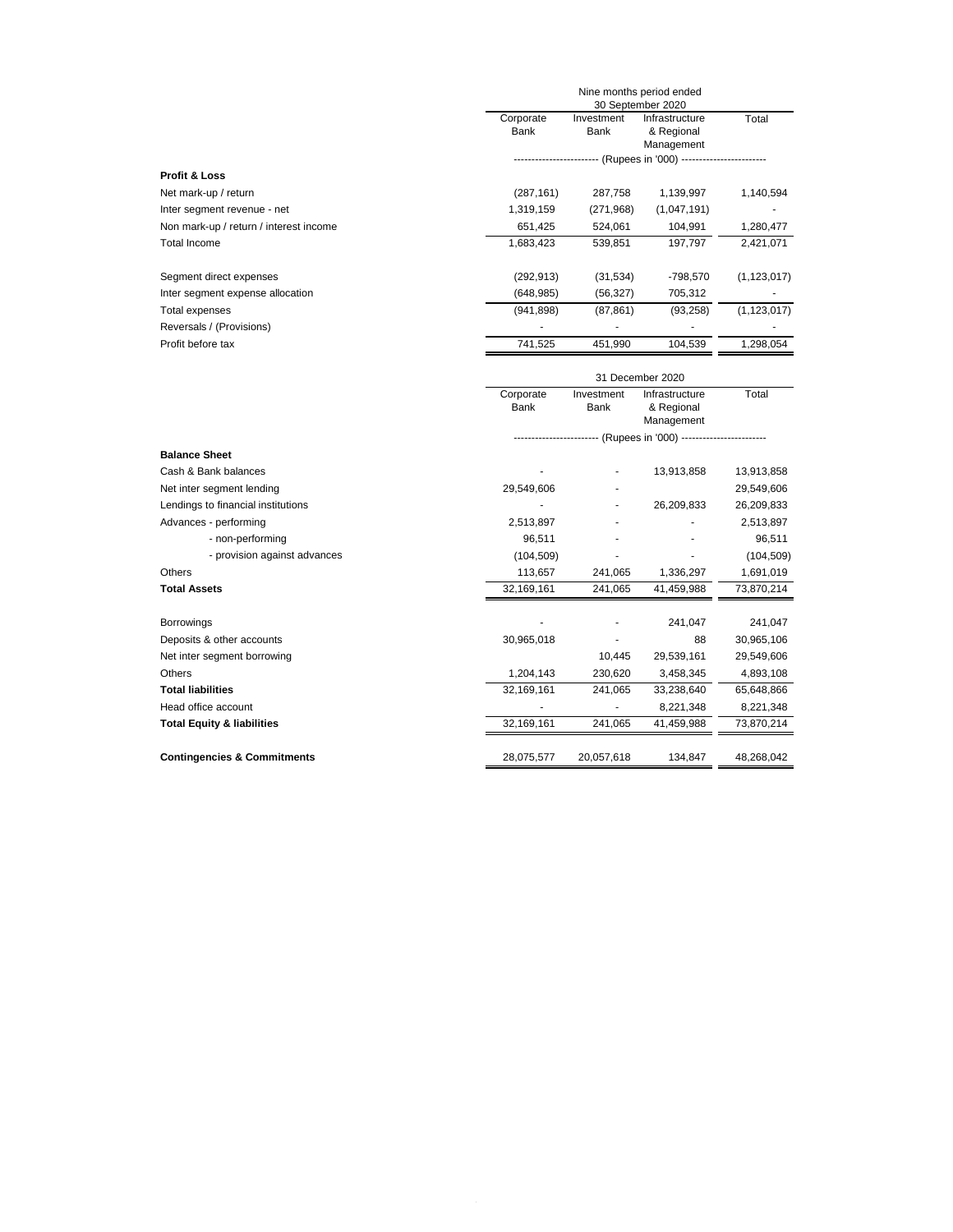| | Nine months period ended 30 September 2020 | | | |
|---|---|---|---|---|
| | Corporate Bank | Investment Bank | Infrastructure & Regional Management | Total |
| | (Rupees in '000) | | | |
| **Profit & Loss** | | | | |
| Net mark-up / return | (287,161) | 287,758 | 1,139,997 | 1,140,594 |
| Inter segment revenue - net | 1,319,159 | (271,968) | (1,047,191) | - |
| Non mark-up / return / interest income | 651,425 | 524,061 | 104,991 | 1,280,477 |
| Total Income | 1,683,423 | 539,851 | 197,797 | 2,421,071 |
| Segment direct expenses | (292,913) | (31,534) | -798,570 | (1,123,017) |
| Inter segment expense allocation | (648,985) | (56,327) | 705,312 | - |
| Total expenses | (941,898) | (87,861) | (93,258) | (1,123,017) |
| Reversals / (Provisions) | - | - | - | - |
| Profit before tax | 741,525 | 451,990 | 104,539 | 1,298,054 |

| | 31 December 2020 | | | |
|---|---|---|---|---|
| | Corporate Bank | Investment Bank | Infrastructure & Regional Management | Total |
| | (Rupees in '000) | | | |
| **Balance Sheet** | | | | |
| Cash & Bank balances | - | - | 13,913,858 | 13,913,858 |
| Net inter segment lending | 29,549,606 | - | | 29,549,606 |
| Lendings to financial institutions | - | - | 26,209,833 | 26,209,833 |
| Advances - performing | 2,513,897 | - | - | 2,513,897 |
| - non-performing | 96,511 | - | - | 96,511 |
| - provision against advances | (104,509) | - | - | (104,509) |
| Others | 113,657 | 241,065 | 1,336,297 | 1,691,019 |
| **Total Assets** | 32,169,161 | 241,065 | 41,459,988 | 73,870,214 |
| Borrowings | - | - | 241,047 | 241,047 |
| Deposits & other accounts | 30,965,018 | - | 88 | 30,965,106 |
| Net inter segment borrowing | | 10,445 | 29,539,161 | 29,549,606 |
| Others | 1,204,143 | 230,620 | 3,458,345 | 4,893,108 |
| **Total liabilities** | 32,169,161 | 241,065 | 33,238,640 | 65,648,866 |
| Head office account | - | - | 8,221,348 | 8,221,348 |
| **Total Equity & liabilities** | 32,169,161 | 241,065 | 41,459,988 | 73,870,214 |
| **Contingencies & Commitments** | 28,075,577 | 20,057,618 | 134,847 | 48,268,042 |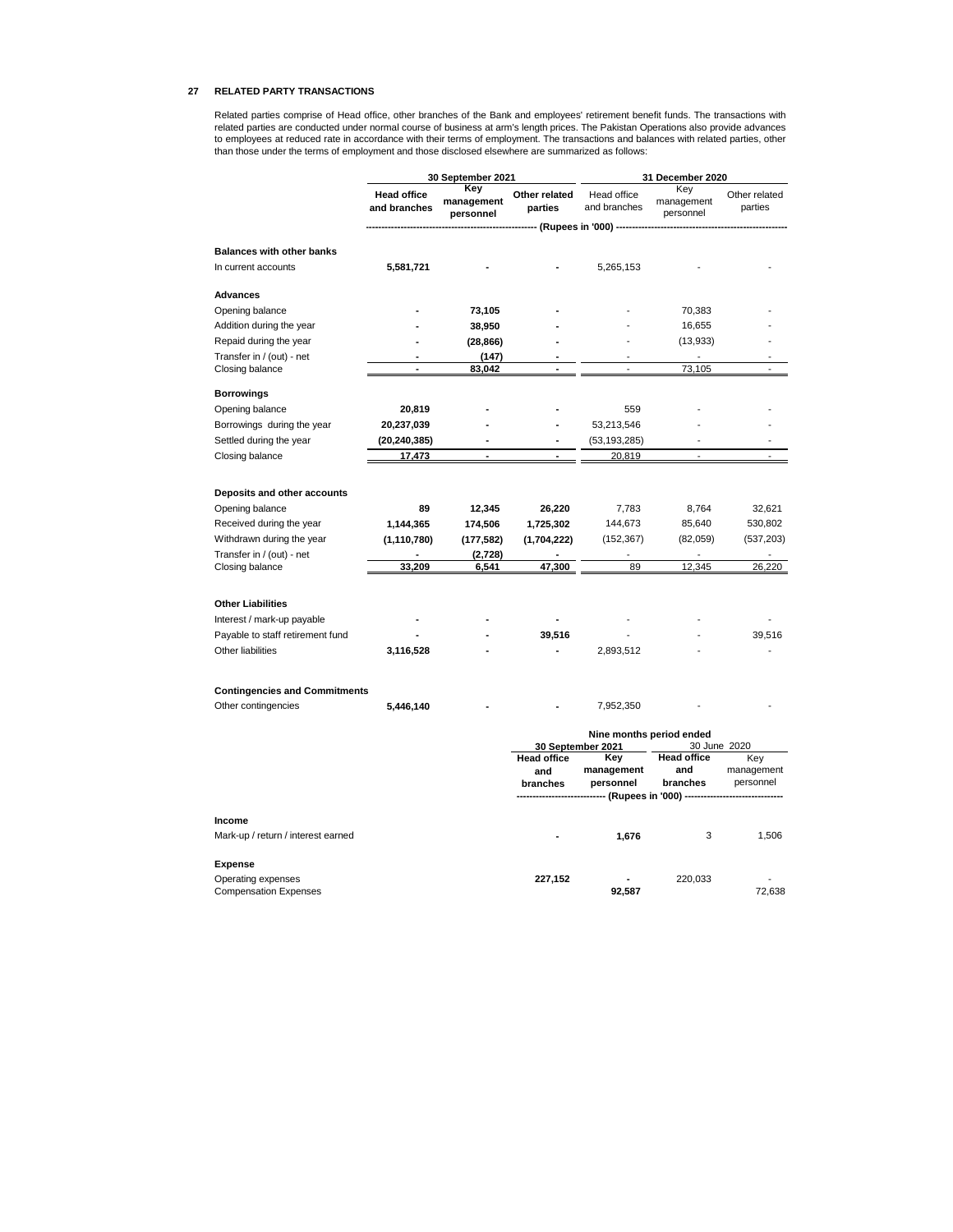## 27 RELATED PARTY TRANSACTIONS

Related parties comprise of Head office, other branches of the Bank and employees' retirement benefit funds. The transactions with related parties are conducted under normal course of business at arm's length prices. The Pakistan Operations also provide advances to employees at reduced rate in accordance with their terms of employment. The transactions and balances with related parties, other than those under the terms of employment and those disclosed elsewhere are summarized as follows:

| | 30 September 2021 | | | 31 December 2020 | | |
|---|---|---|---|---|---|---|
| | **Head office and branches** | **Key management personnel** | **Other related parties** | Head office and branches | Key management personnel | Other related parties |
| | (Rupees in '000) | | | | | |
| **Balances with other banks** | | | | | | |
| In current accounts | **5,581,721** | **-** | **-** | 5,265,153 | - | - |
| **Advances** | | | | | | |
| Opening balance | **-** | **73,105** | **-** | - | 70,383 | - |
| Addition during the year | **-** | **38,950** | **-** | - | 16,655 | - |
| Repaid during the year | **-** | **(28,866)** | **-** | - | (13,933) | - |
| Transfer in / (out) - net | **-** | **(147)** | **-** | - | - | - |
| Closing balance | **-** | **83,042** | **-** | - | 73,105 | - |
| **Borrowings** | | | | | | |
| Opening balance | **20,819** | **-** | **-** | 559 | - | - |
| Borrowings during the year | **20,237,039** | **-** | **-** | 53,213,546 | - | - |
| Settled during the year | **(20,240,385)** | **-** | **-** | (53,193,285) | - | - |
| Closing balance | **17,473** | **-** | **-** | 20,819 | - | - |
| **Deposits and other accounts** | | | | | | |
| Opening balance | **89** | **12,345** | **26,220** | 7,783 | 8,764 | 32,621 |
| Received during the year | **1,144,365** | **174,506** | **1,725,302** | 144,673 | 85,640 | 530,802 |
| Withdrawn during the year | **(1,110,780)** | **(177,582)** | **(1,704,222)** | (152,367) | (82,059) | (537,203) |
| Transfer in / (out) - net | **-** | **(2,728)** | **-** | - | - | - |
| Closing balance | **33,209** | **6,541** | **47,300** | 89 | 12,345 | 26,220 |
| **Other Liabilities** | | | | | | |
| Interest / mark-up payable | **-** | **-** | **-** | - | - | - |
| Payable to staff retirement fund | **-** | **-** | **39,516** | - | - | 39,516 |
| Other liabilities | **3,116,528** | **-** | **-** | 2,893,512 | - | - |
| **Contingencies and Commitments** | | | | | | |
| Other contingencies | **5,446,140** | **-** | **-** | 7,952,350 | - | - |

| | Nine months period ended | | | |
|---|---|---|---|---|
| | 30 September 2021 | | 30 June 2020 | |
| | **Head office and branches** | **Key management personnel** | **Head office and branches** | Key management personnel |
| | (Rupees in '000) | | | |
| **Income** | | | | |
| Mark-up / return / interest earned | **-** | **1,676** | 3 | 1,506 |
| **Expense** | | | | |
| Operating expenses | **227,152** | **-** | 220,033 | - |
| Compensation Expenses | | **92,587** | | 72,638 |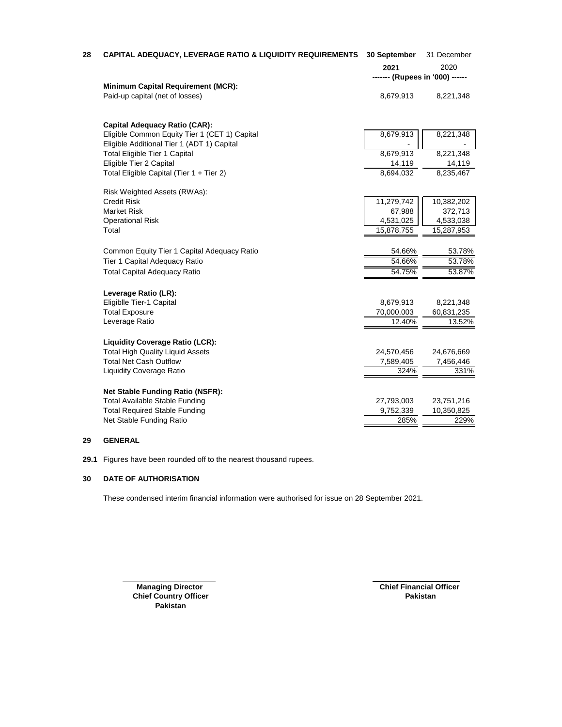## 28 CAPITAL ADEQUACY, LEVERAGE RATIO & LIQUIDITY REQUIREMENTS

| | 30 September 2021 | 31 December 2020 |
|---|---|---|
| | ------- (Rupees in '000) ------ | |
| **Minimum Capital Requirement (MCR):** | | |
| Paid-up capital (net of losses) | 8,679,913 | 8,221,348 |
| | | |
| **Capital Adequacy Ratio (CAR):** | | |
| Eligible Common Equity Tier 1 (CET 1) Capital | 8,679,913 | 8,221,348 |
| Eligible Additional Tier 1 (ADT 1) Capital | - | - |
| Total Eligible Tier 1 Capital | 8,679,913 | 8,221,348 |
| Eligible Tier 2 Capital | 14,119 | 14,119 |
| Total Eligible Capital (Tier 1 + Tier 2) | 8,694,032 | 8,235,467 |
| | | |
| Risk Weighted Assets (RWAs): | | |
| Credit Risk | 11,279,742 | 10,382,202 |
| Market Risk | 67,988 | 372,713 |
| Operational Risk | 4,531,025 | 4,533,038 |
| Total | 15,878,755 | 15,287,953 |
| | | |
| Common Equity Tier 1 Capital Adequacy Ratio | 54.66% | 53.78% |
| Tier 1 Capital Adequacy Ratio | 54.66% | 53.78% |
| Total Capital Adequacy Ratio | 54.75% | 53.87% |
| | | |
| **Leverage Ratio (LR):** | | |
| Eligiblle Tier-1 Capital | 8,679,913 | 8,221,348 |
| Total Exposure | 70,000,003 | 60,831,235 |
| Leverage Ratio | 12.40% | 13.52% |
| | | |
| **Liquidity Coverage Ratio (LCR):** | | |
| Total High Quality Liquid Assets | 24,570,456 | 24,676,669 |
| Total Net Cash Outflow | 7,589,405 | 7,456,446 |
| Liquidity Coverage Ratio | 324% | 331% |
| | | |
| **Net Stable Funding Ratio (NSFR):** | | |
| Total Available Stable Funding | 27,793,003 | 23,751,216 |
| Total Required Stable Funding | 9,752,339 | 10,350,825 |
| Net Stable Funding Ratio | 285% | 229% |

## 29 GENERAL

**29.1** Figures have been rounded off to the nearest thousand rupees.

## 30 DATE OF AUTHORISATION

These condensed interim financial information were authorised for issue on 28 September 2021.

**Managing Director**
**Chief Country Officer**
**Pakistan**

**Chief Financial Officer**
**Pakistan**